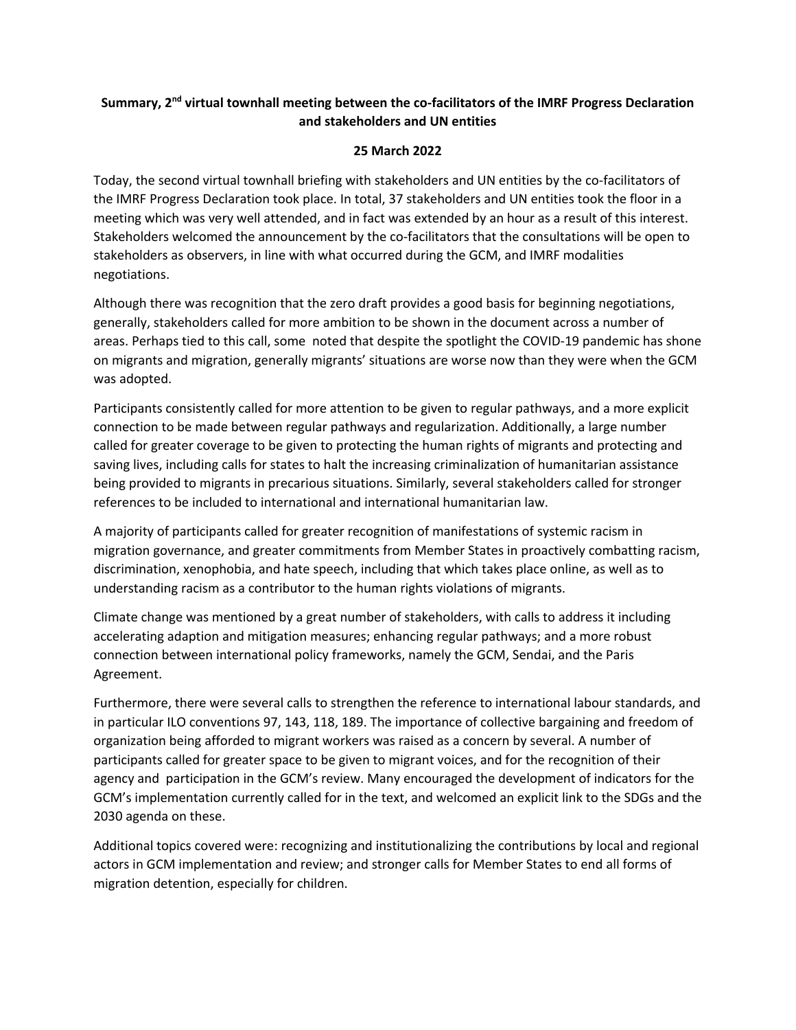**Summary, 2nd virtual townhall meeting between the co-facilitators of the IMRF Progress Declaration and stakeholders and UN entities**

**25 March 2022**

Today, the second virtual townhall briefing with stakeholders and UN entities by the co-facilitators of the IMRF Progress Declaration took place. In total, 37 stakeholders and UN entities took the floor in a meeting which was very well attended, and in fact was extended by an hour as a result of this interest. Stakeholders welcomed the announcement by the co-facilitators that the consultations will be open to stakeholders as observers, in line with what occurred during the GCM, and IMRF modalities negotiations.

Although there was recognition that the zero draft provides a good basis for beginning negotiations, generally, stakeholders called for more ambition to be shown in the document across a number of areas. Perhaps tied to this call, some noted that despite the spotlight the COVID-19 pandemic has shone on migrants and migration, generally migrants' situations are worse now than they were when the GCM was adopted.

Participants consistently called for more attention to be given to regular pathways, and a more explicit connection to be made between regular pathways and regularization. Additionally, a large number called for greater coverage to be given to protecting the human rights of migrants and protecting and saving lives, including calls for states to halt the increasing criminalization of humanitarian assistance being provided to migrants in precarious situations. Similarly, several stakeholders called for stronger references to be included to international and international humanitarian law.

A majority of participants called for greater recognition of manifestations of systemic racism in migration governance, and greater commitments from Member States in proactively combatting racism, discrimination, xenophobia, and hate speech, including that which takes place online, as well as to understanding racism as a contributor to the human rights violations of migrants.

Climate change was mentioned by a great number of stakeholders, with calls to address it including accelerating adaption and mitigation measures; enhancing regular pathways; and a more robust connection between international policy frameworks, namely the GCM, Sendai, and the Paris Agreement.

Furthermore, there were several calls to strengthen the reference to international labour standards, and in particular ILO conventions 97, 143, 118, 189. The importance of collective bargaining and freedom of organization being afforded to migrant workers was raised as a concern by several. A number of participants called for greater space to be given to migrant voices, and for the recognition of their agency and participation in the GCM's review. Many encouraged the development of indicators for the GCM's implementation currently called for in the text, and welcomed an explicit link to the SDGs and the 2030 agenda on these.

Additional topics covered were: recognizing and institutionalizing the contributions by local and regional actors in GCM implementation and review; and stronger calls for Member States to end all forms of migration detention, especially for children.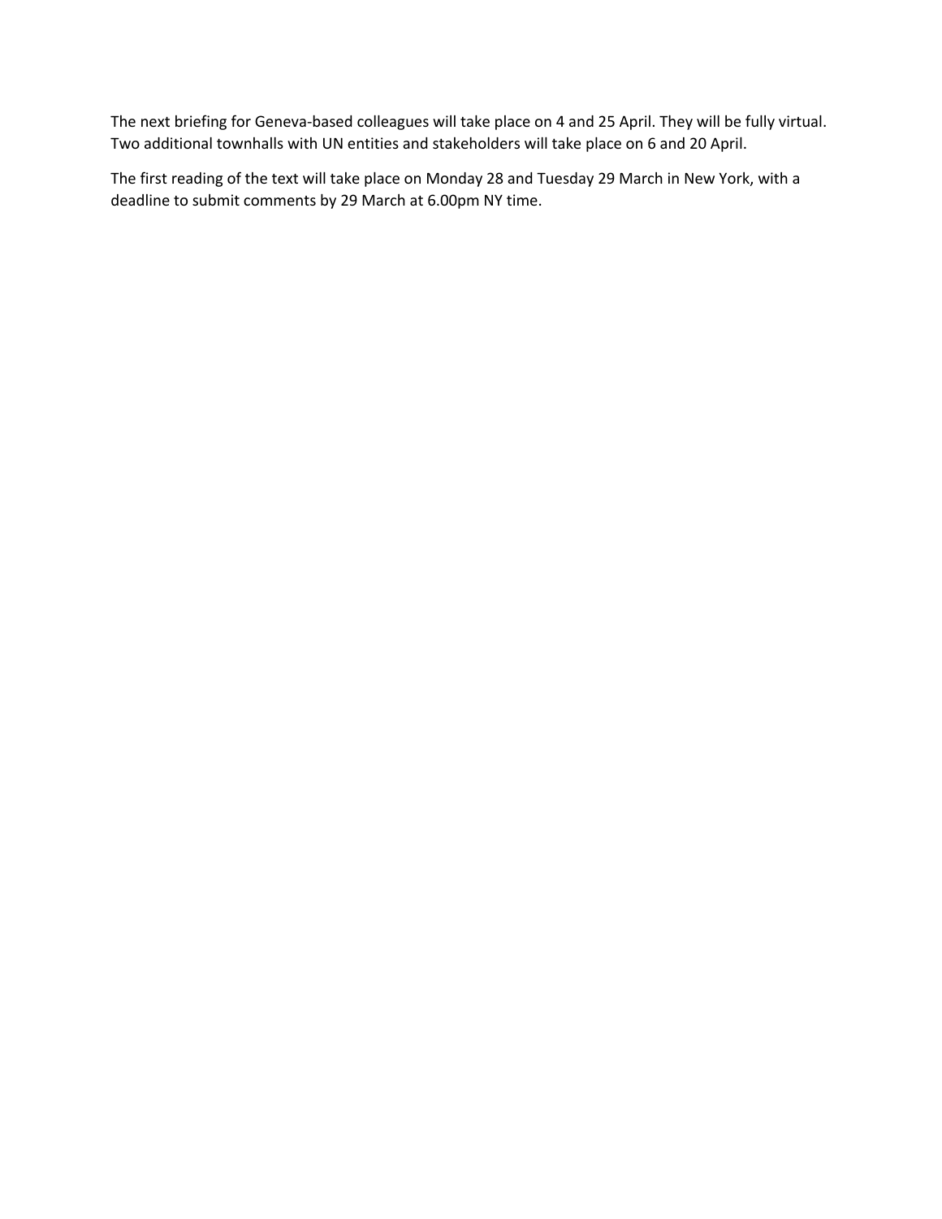The next briefing for Geneva-based colleagues will take place on 4 and 25 April. They will be fully virtual. Two additional townhalls with UN entities and stakeholders will take place on 6 and 20 April.

The first reading of the text will take place on Monday 28 and Tuesday 29 March in New York, with a deadline to submit comments by 29 March at 6.00pm NY time.